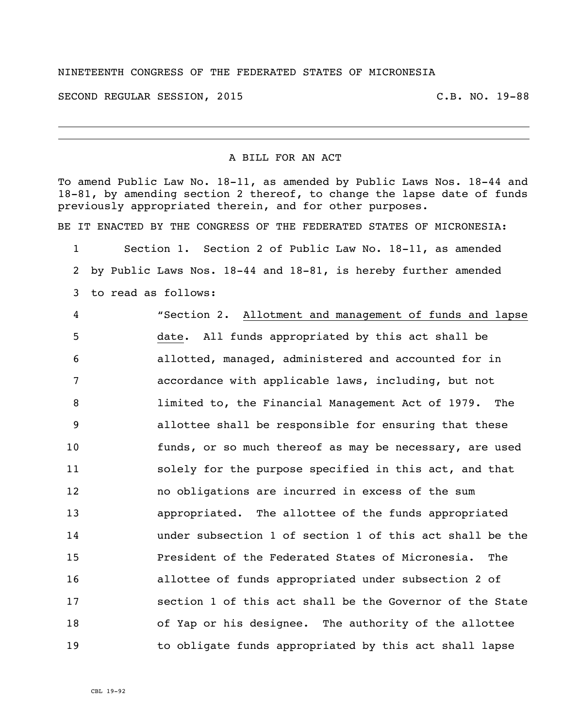NINETEENTH CONGRESS OF THE FEDERATED STATES OF MICRONESIA

SECOND REGULAR SESSION, 2015 C.B. NO. 19-88

A BILL FOR AN ACT

To amend Public Law No. 18-11, as amended by Public Laws Nos. 18-44 and 18-81, by amending section 2 thereof, to change the lapse date of funds previously appropriated therein, and for other purposes.

BE IT ENACTED BY THE CONGRESS OF THE FEDERATED STATES OF MICRONESIA:

1 Section 1. Section 2 of Public Law No. 18-11, as amended
2 by Public Laws Nos. 18-44 and 18-81, is hereby further amended
3 to read as follows:

4 "Section 2. Allotment and management of funds and lapse
5 date. All funds appropriated by this act shall be
6 allotted, managed, administered and accounted for in
7 accordance with applicable laws, including, but not
8 limited to, the Financial Management Act of 1979. The
9 allottee shall be responsible for ensuring that these
10 funds, or so much thereof as may be necessary, are used
11 solely for the purpose specified in this act, and that
12 no obligations are incurred in excess of the sum
13 appropriated. The allottee of the funds appropriated
14 under subsection 1 of section 1 of this act shall be the
15 President of the Federated States of Micronesia. The
16 allottee of funds appropriated under subsection 2 of
17 section 1 of this act shall be the Governor of the State
18 of Yap or his designee. The authority of the allottee
19 to obligate funds appropriated by this act shall lapse

CBL 19-92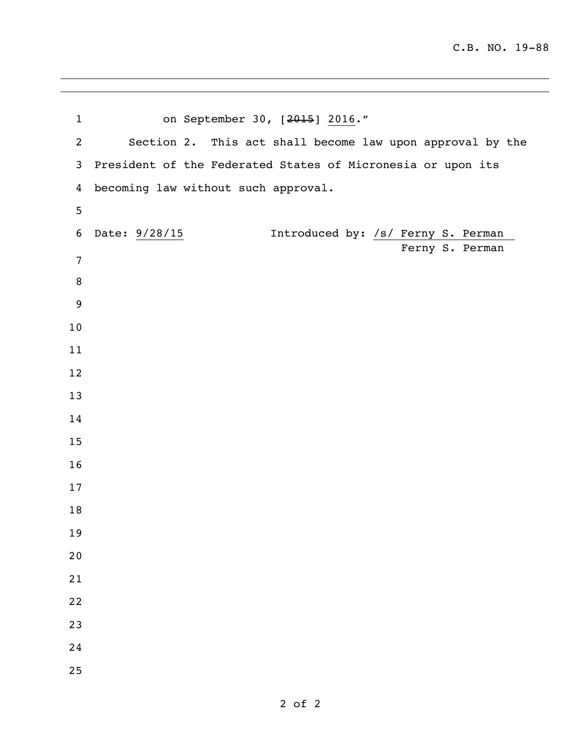on September 30, [~~2015~~] 2016."

Section 2. This act shall become law upon approval by the President of the Federated States of Micronesia or upon its becoming law without such approval.

Date: 9/28/15 Introduced by: /s/ Ferny S. Perman
Ferny S. Perman